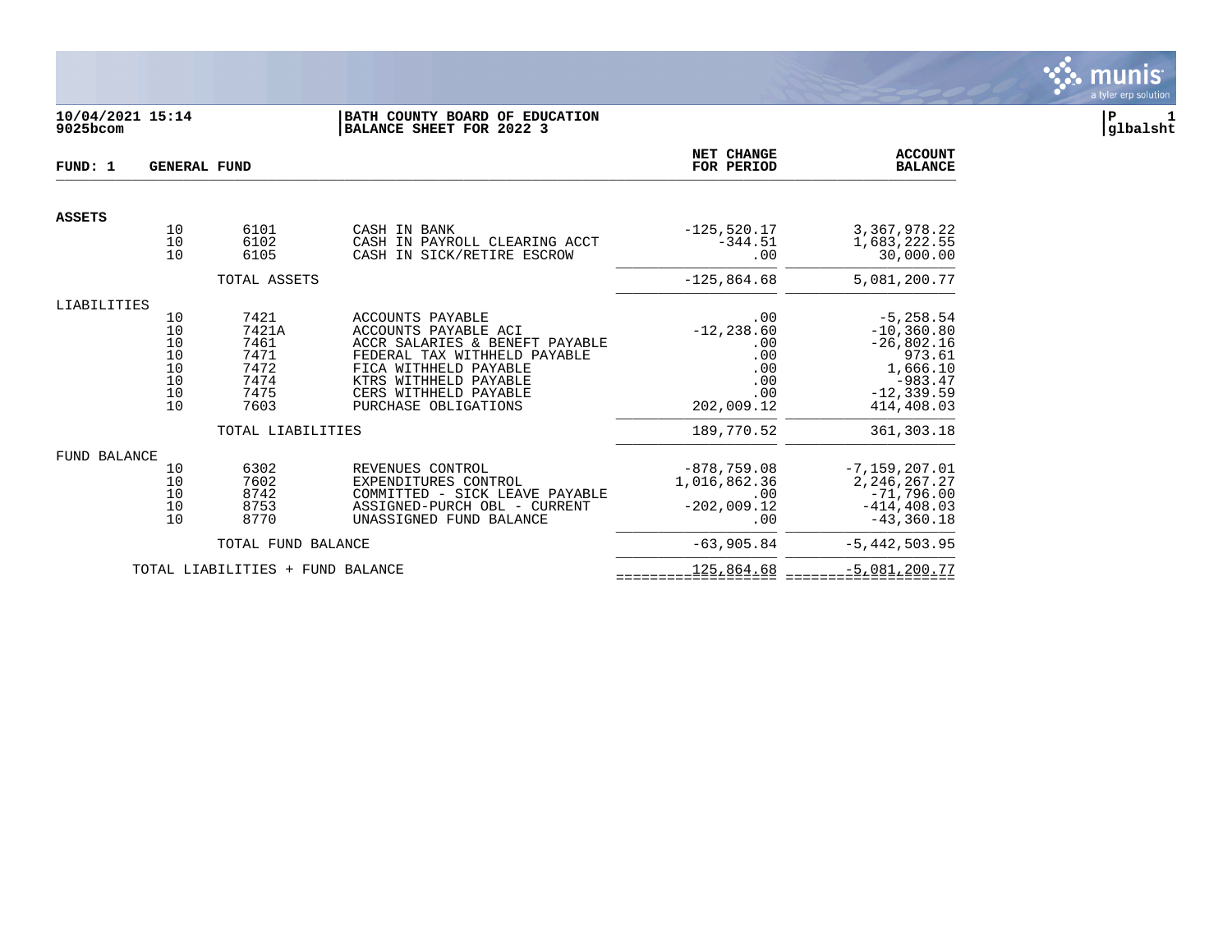**10/04/2021 15:14**
**9025bcom**

**BATH COUNTY BOARD OF EDUCATION**
**BALANCE SHEET FOR 2022 3**

**FUND: 1 GENERAL FUND**

| | | | | NET CHANGE FOR PERIOD | ACCOUNT BALANCE |
|---|---|---|---|---|---|
| **ASSETS** | | | | | |
| | 10 | 6101 | CASH IN BANK | -125,520.17 | 3,367,978.22 |
| | 10 | 6102 | CASH IN PAYROLL CLEARING ACCT | -344.51 | 1,683,222.55 |
| | 10 | 6105 | CASH IN SICK/RETIRE ESCROW | .00 | 30,000.00 |
| | | TOTAL ASSETS | | -125,864.68 | 5,081,200.77 |
| LIABILITIES | | | | | |
| | 10 | 7421 | ACCOUNTS PAYABLE | .00 | -5,258.54 |
| | 10 | 7421A | ACCOUNTS PAYABLE ACI | -12,238.60 | -10,360.80 |
| | 10 | 7461 | ACCR SALARIES & BENEFT PAYABLE | .00 | -26,802.16 |
| | 10 | 7471 | FEDERAL TAX WITHHELD PAYABLE | .00 | 973.61 |
| | 10 | 7472 | FICA WITHHELD PAYABLE | .00 | 1,666.10 |
| | 10 | 7474 | KTRS WITHHELD PAYABLE | .00 | -983.47 |
| | 10 | 7475 | CERS WITHHELD PAYABLE | .00 | -12,339.59 |
| | 10 | 7603 | PURCHASE OBLIGATIONS | 202,009.12 | 414,408.03 |
| | | TOTAL LIABILITIES | | 189,770.52 | 361,303.18 |
| FUND BALANCE | | | | | |
| | 10 | 6302 | REVENUES CONTROL | -878,759.08 | -7,159,207.01 |
| | 10 | 7602 | EXPENDITURES CONTROL | 1,016,862.36 | 2,246,267.27 |
| | 10 | 8742 | COMMITTED - SICK LEAVE PAYABLE | .00 | -71,796.00 |
| | 10 | 8753 | ASSIGNED-PURCH OBL - CURRENT | -202,009.12 | -414,408.03 |
| | 10 | 8770 | UNASSIGNED FUND BALANCE | .00 | -43,360.18 |
| | | TOTAL FUND BALANCE | | -63,905.84 | -5,442,503.95 |
| | TOTAL LIABILITIES + FUND BALANCE | | | 125,864.68 | -5,081,200.77 |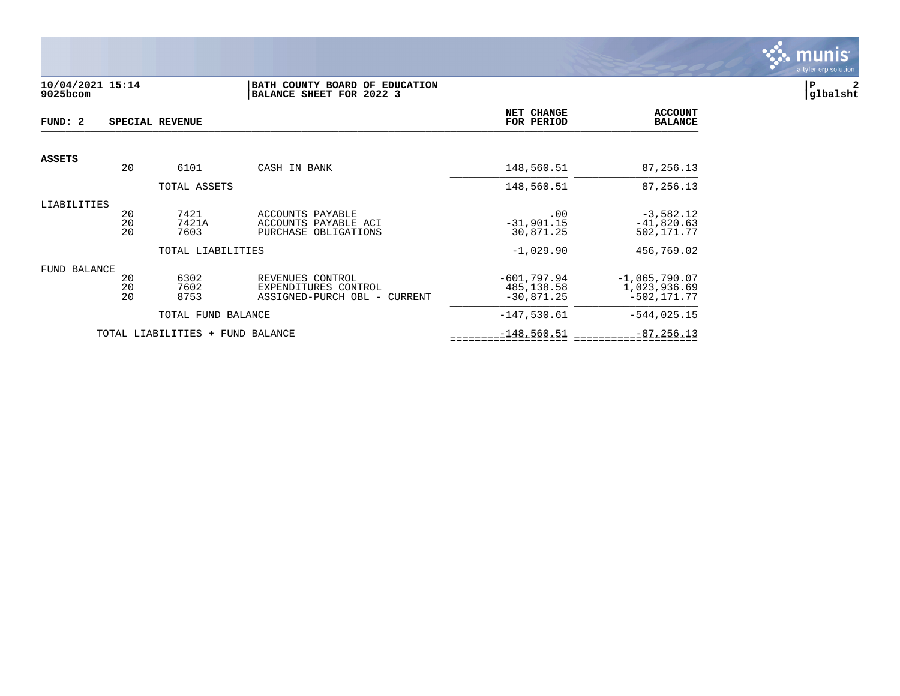**10/04/2021 15:14**
**9025bcom**

**BATH COUNTY BOARD OF EDUCATION**
**BALANCE SHEET FOR 2022 3**

**P 2**
**glbalsht**

| FUND: 2 | SPECIAL REVENUE | | | NET CHANGE FOR PERIOD | ACCOUNT BALANCE |
|---|---|---|---|---|---|
| **ASSETS** | | | | | |
| | 20 | 6101 | CASH IN BANK | 148,560.51 | 87,256.13 |
| | | TOTAL ASSETS | | 148,560.51 | 87,256.13 |
| LIABILITIES | | | | | |
| | 20 | 7421 | ACCOUNTS PAYABLE | .00 | -3,582.12 |
| | 20 | 7421A | ACCOUNTS PAYABLE ACI | -31,901.15 | -41,820.63 |
| | 20 | 7603 | PURCHASE OBLIGATIONS | 30,871.25 | 502,171.77 |
| | | TOTAL LIABILITIES | | -1,029.90 | 456,769.02 |
| FUND BALANCE | | | | | |
| | 20 | 6302 | REVENUES CONTROL | -601,797.94 | -1,065,790.07 |
| | 20 | 7602 | EXPENDITURES CONTROL | 485,138.58 | 1,023,936.69 |
| | 20 | 8753 | ASSIGNED-PURCH OBL - CURRENT | -30,871.25 | -502,171.77 |
| | | TOTAL FUND BALANCE | | -147,530.61 | -544,025.15 |
| | TOTAL LIABILITIES + FUND BALANCE | | | -148,560.51 | -87,256.13 |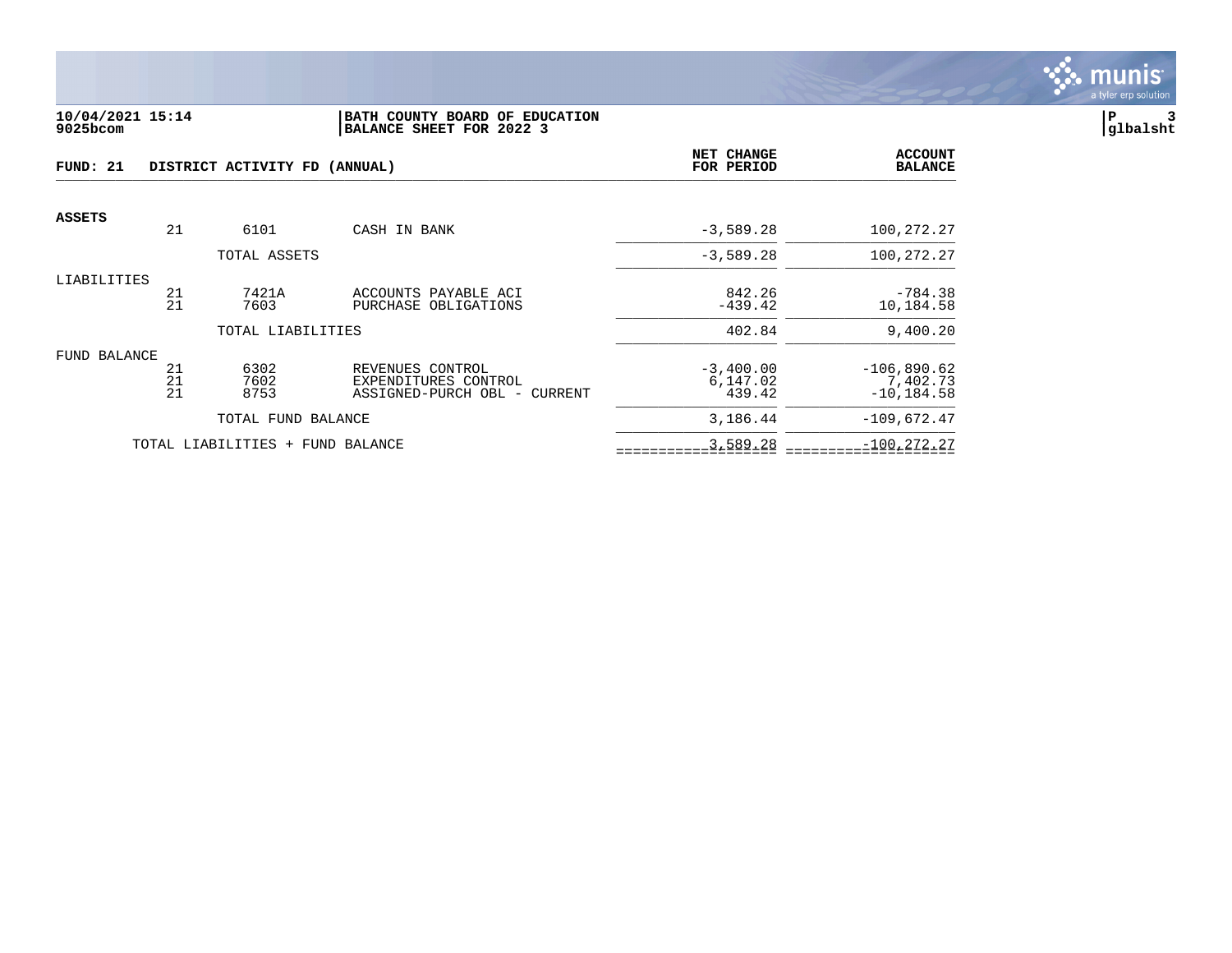10/04/2021 15:14
9025bcom

**BATH COUNTY BOARD OF EDUCATION**
**BALANCE SHEET FOR 2022 3**

P 3
glbalsht

**FUND: 21 DISTRICT ACTIVITY FD (ANNUAL)**

| | | | | NET CHANGE FOR PERIOD | ACCOUNT BALANCE |
|---|---|---|---|---|---|
| **ASSETS** | 21 | 6101 | CASH IN BANK | -3,589.28 | 100,272.27 |
| | | TOTAL ASSETS | | -3,589.28 | 100,272.27 |
| LIABILITIES | 21 | 7421A | ACCOUNTS PAYABLE ACI | 842.26 | -784.38 |
| | 21 | 7603 | PURCHASE OBLIGATIONS | -439.42 | 10,184.58 |
| | | TOTAL LIABILITIES | | 402.84 | 9,400.20 |
| FUND BALANCE | 21 | 6302 | REVENUES CONTROL | -3,400.00 | -106,890.62 |
| | 21 | 7602 | EXPENDITURES CONTROL | 6,147.02 | 7,402.73 |
| | 21 | 8753 | ASSIGNED-PURCH OBL - CURRENT | 439.42 | -10,184.58 |
| | | TOTAL FUND BALANCE | | 3,186.44 | -109,672.47 |
| | TOTAL LIABILITIES + FUND BALANCE | | | 3,589.28 | -100,272.27 |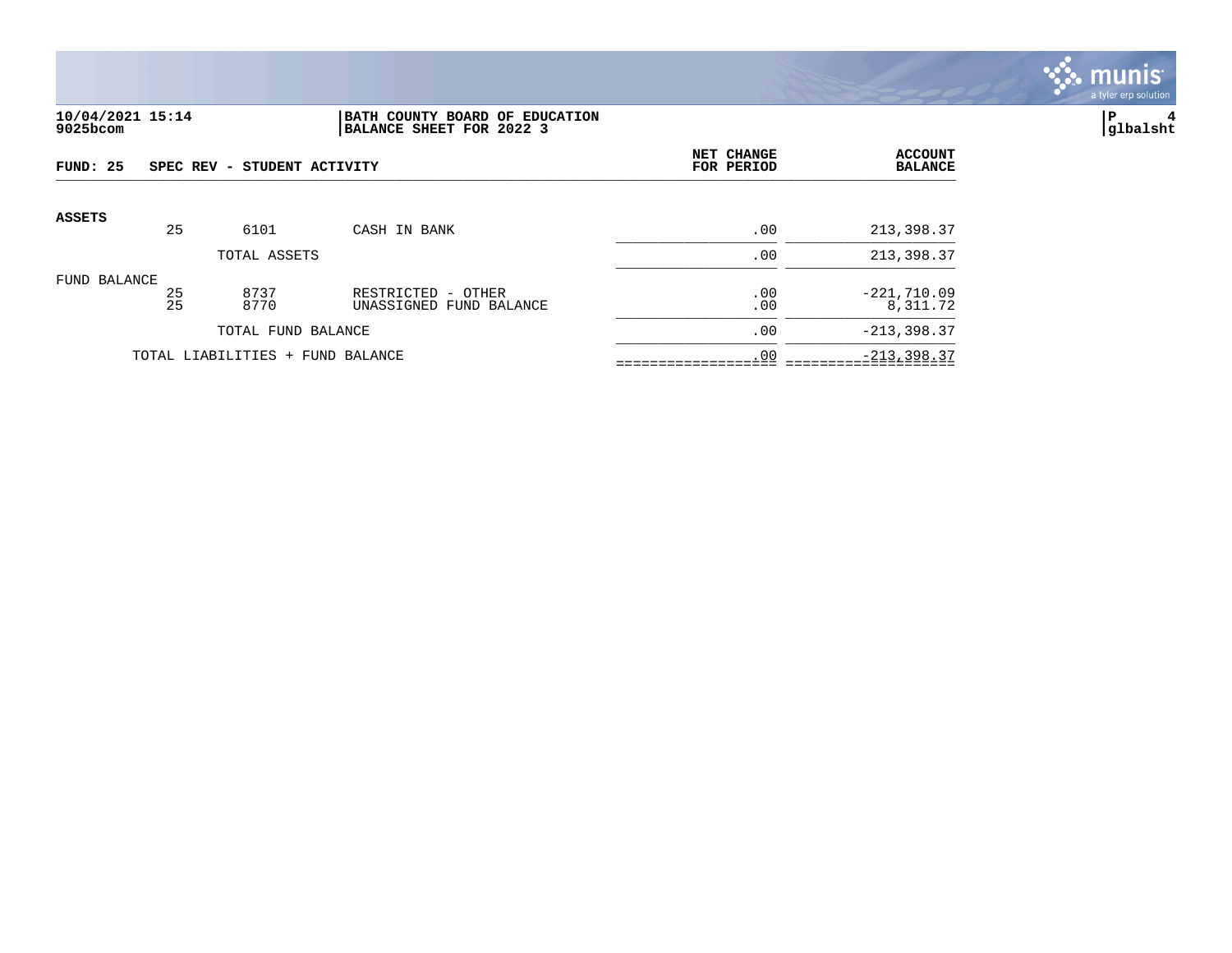**10/04/2021 15:14** **BATH COUNTY BOARD OF EDUCATION**
**9025bcom** **BALANCE SHEET FOR 2022 3**

**FUND: 25 SPEC REV - STUDENT ACTIVITY**

| | | | | NET CHANGE FOR PERIOD | ACCOUNT BALANCE |
|---|---|---|---|---|---|
| **ASSETS** | | | | | |
| | 25 | 6101 | CASH IN BANK | .00 | 213,398.37 |
| | | TOTAL ASSETS | | .00 | 213,398.37 |
| FUND BALANCE | | | | | |
| | 25 | 8737 | RESTRICTED - OTHER | .00 | -221,710.09 |
| | 25 | 8770 | UNASSIGNED FUND BALANCE | .00 | 8,311.72 |
| | | TOTAL FUND BALANCE | | .00 | -213,398.37 |
| | TOTAL LIABILITIES + FUND BALANCE | | | .00 | -213,398.37 |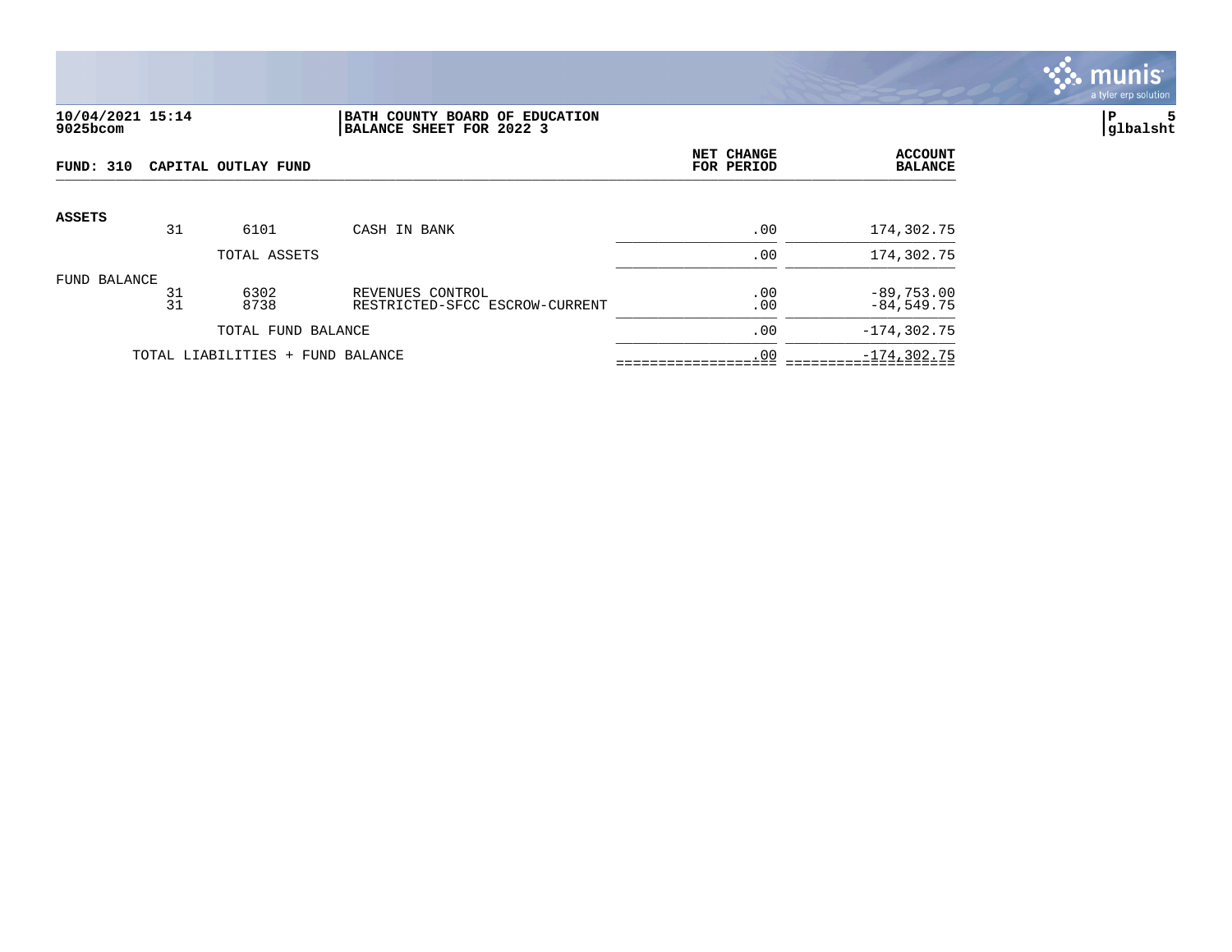10/04/2021 15:14
9025bcom

**BATH COUNTY BOARD OF EDUCATION**
**BALANCE SHEET FOR 2022 3**

P 5
glbalsht

**FUND: 310 CAPITAL OUTLAY FUND**

| | | | | NET CHANGE FOR PERIOD | ACCOUNT BALANCE |
|---|---|---|---|---|---|
| **ASSETS** | | | | | |
| | 31 | 6101 | CASH IN BANK | .00 | 174,302.75 |
| | | TOTAL ASSETS | | .00 | 174,302.75 |
| FUND BALANCE | | | | | |
| | 31 | 6302 | REVENUES CONTROL | .00 | -89,753.00 |
| | 31 | 8738 | RESTRICTED-SFCC ESCROW-CURRENT | .00 | -84,549.75 |
| | | TOTAL FUND BALANCE | | .00 | -174,302.75 |
| | TOTAL LIABILITIES + FUND BALANCE | | | .00 | -174,302.75 |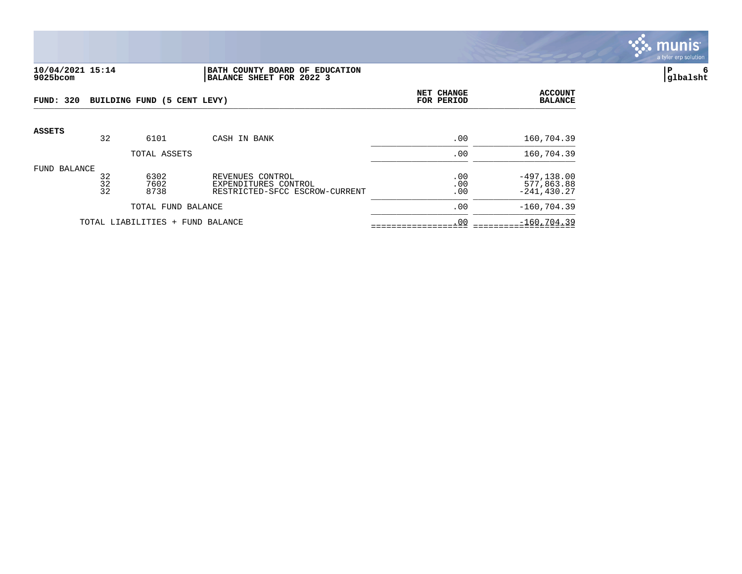**10/04/2021 15:14**
**9025bcom**

**BATH COUNTY BOARD OF EDUCATION**
**BALANCE SHEET FOR 2022 3**

**P 6**
**glbalsht**

| FUND: 320 BUILDING FUND (5 CENT LEVY) | | | | NET CHANGE FOR PERIOD | ACCOUNT BALANCE |
|---|---|---|---|---|---|
| **ASSETS** | | | | | |
| | 32 | 6101 | CASH IN BANK | .00 | 160,704.39 |
| | | TOTAL ASSETS | | .00 | 160,704.39 |
| FUND BALANCE | | | | | |
| | 32 | 6302 | REVENUES CONTROL | .00 | -497,138.00 |
| | 32 | 7602 | EXPENDITURES CONTROL | .00 | 577,863.88 |
| | 32 | 8738 | RESTRICTED-SFCC ESCROW-CURRENT | .00 | -241,430.27 |
| | | TOTAL FUND BALANCE | | .00 | -160,704.39 |
| | TOTAL LIABILITIES + FUND BALANCE | | | .00 | -160,704.39 |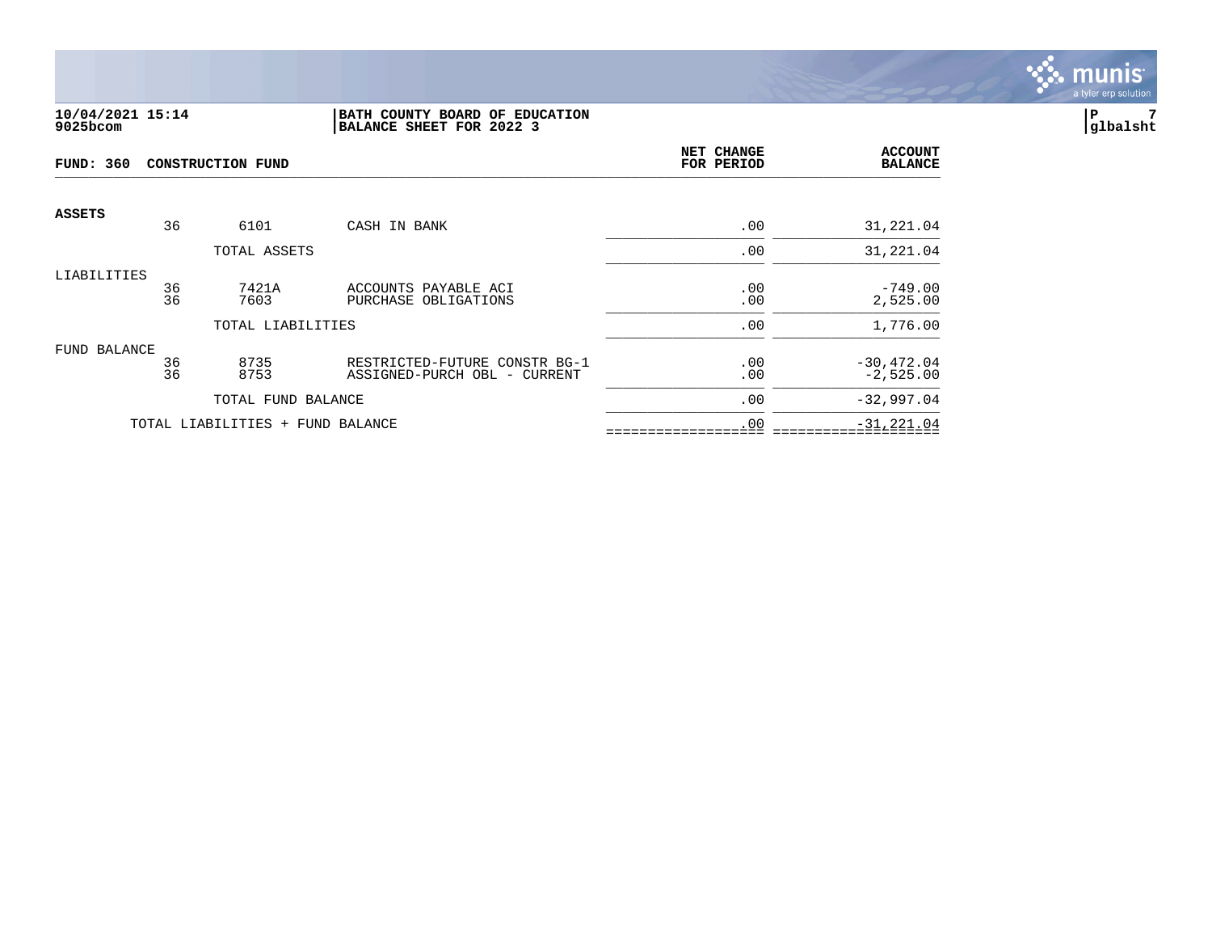**10/04/2021 15:14**
**9025bcom**

**BATH COUNTY BOARD OF EDUCATION**
**BALANCE SHEET FOR 2022 3**

**P 7**
**glbalsht**

**FUND: 360 CONSTRUCTION FUND**

| | | | | NET CHANGE FOR PERIOD | ACCOUNT BALANCE |
|---|---|---|---|---|---|
| **ASSETS** | | | | | |
| | 36 | 6101 | CASH IN BANK | .00 | 31,221.04 |
| | | TOTAL ASSETS | | .00 | 31,221.04 |
| LIABILITIES | | | | | |
| | 36 | 7421A | ACCOUNTS PAYABLE ACI | .00 | -749.00 |
| | 36 | 7603 | PURCHASE OBLIGATIONS | .00 | 2,525.00 |
| | | TOTAL LIABILITIES | | .00 | 1,776.00 |
| FUND BALANCE | | | | | |
| | 36 | 8735 | RESTRICTED-FUTURE CONSTR BG-1 | .00 | -30,472.04 |
| | 36 | 8753 | ASSIGNED-PURCH OBL - CURRENT | .00 | -2,525.00 |
| | | TOTAL FUND BALANCE | | .00 | -32,997.04 |
| | TOTAL LIABILITIES + FUND BALANCE | | | .00 | -31,221.04 |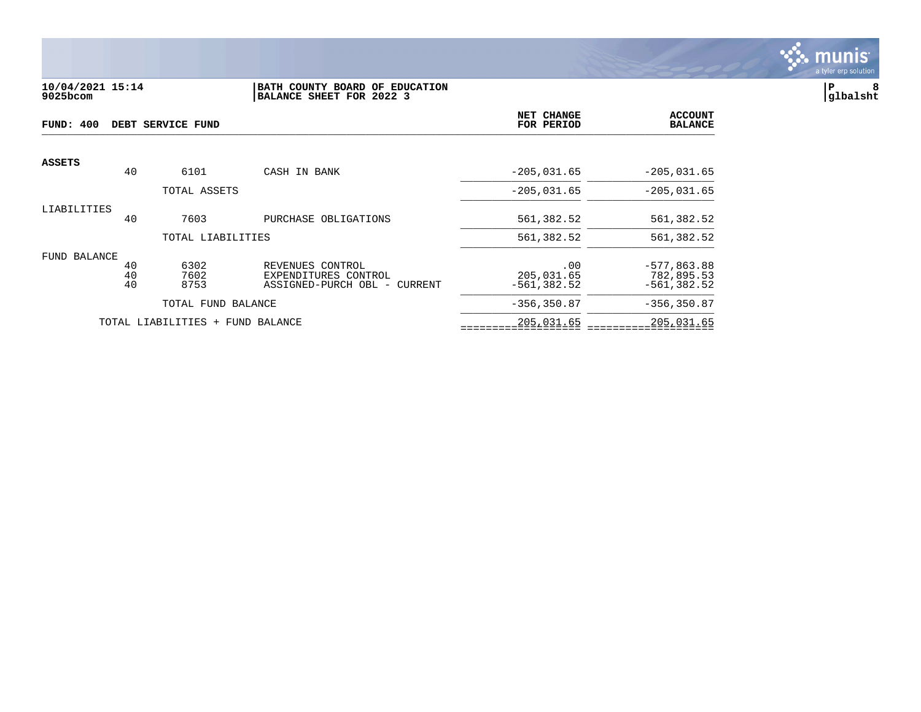**10/04/2021 15:14**
**9025bcom**

**BATH COUNTY BOARD OF EDUCATION**
**BALANCE SHEET FOR 2022 3**

**P 8**
**glbalsht**

**FUND: 400 DEBT SERVICE FUND**

| | | | | NET CHANGE FOR PERIOD | ACCOUNT BALANCE |
|---|---|---|---|---|---|
| **ASSETS** | | | | | |
| | 40 | 6101 | CASH IN BANK | -205,031.65 | -205,031.65 |
| | | TOTAL ASSETS | | -205,031.65 | -205,031.65 |
| LIABILITIES | | | | | |
| | 40 | 7603 | PURCHASE OBLIGATIONS | 561,382.52 | 561,382.52 |
| | | TOTAL LIABILITIES | | 561,382.52 | 561,382.52 |
| FUND BALANCE | | | | | |
| | 40 | 6302 | REVENUES CONTROL | .00 | -577,863.88 |
| | 40 | 7602 | EXPENDITURES CONTROL | 205,031.65 | 782,895.53 |
| | 40 | 8753 | ASSIGNED-PURCH OBL - CURRENT | -561,382.52 | -561,382.52 |
| | | TOTAL FUND BALANCE | | -356,350.87 | -356,350.87 |
| | TOTAL LIABILITIES + FUND BALANCE | | | 205,031.65 | 205,031.65 |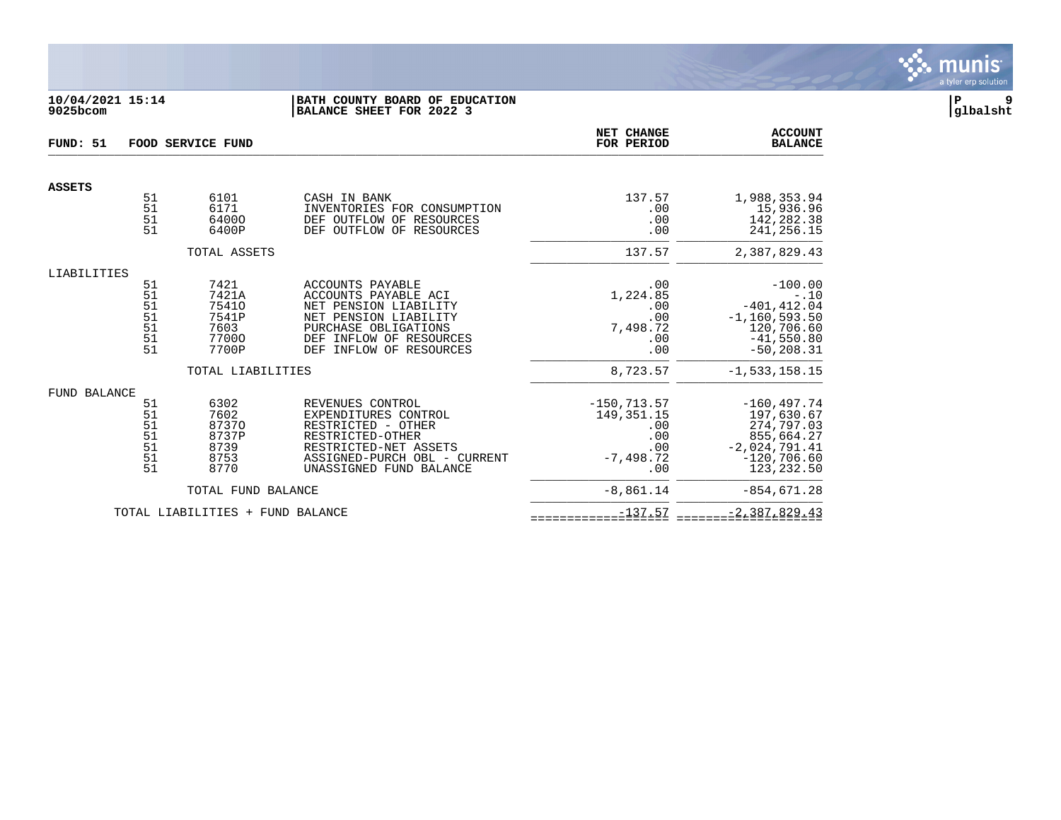10/04/2021 15:14
9025bcom

**BATH COUNTY BOARD OF EDUCATION**
**BALANCE SHEET FOR 2022 3**

P 9
glbalsht

**FUND: 51 FOOD SERVICE FUND**

| | Fund | Account | Description | NET CHANGE FOR PERIOD | ACCOUNT BALANCE |
|---|---|---|---|---|---|
| **ASSETS** | | | | | |
| | 51 | 6101 | CASH IN BANK | 137.57 | 1,988,353.94 |
| | 51 | 6171 | INVENTORIES FOR CONSUMPTION | .00 | 15,936.96 |
| | 51 | 6400O | DEF OUTFLOW OF RESOURCES | .00 | 142,282.38 |
| | 51 | 6400P | DEF OUTFLOW OF RESOURCES | .00 | 241,256.15 |
| | | TOTAL ASSETS | | 137.57 | 2,387,829.43 |
| LIABILITIES | | | | | |
| | 51 | 7421 | ACCOUNTS PAYABLE | .00 | -100.00 |
| | 51 | 7421A | ACCOUNTS PAYABLE ACI | 1,224.85 | -.10 |
| | 51 | 7541O | NET PENSION LIABILITY | .00 | -401,412.04 |
| | 51 | 7541P | NET PENSION LIABILITY | .00 | -1,160,593.50 |
| | 51 | 7603 | PURCHASE OBLIGATIONS | 7,498.72 | 120,706.60 |
| | 51 | 7700O | DEF INFLOW OF RESOURCES | .00 | -41,550.80 |
| | 51 | 7700P | DEF INFLOW OF RESOURCES | .00 | -50,208.31 |
| | | TOTAL LIABILITIES | | 8,723.57 | -1,533,158.15 |
| FUND BALANCE | | | | | |
| | 51 | 6302 | REVENUES CONTROL | -150,713.57 | -160,497.74 |
| | 51 | 7602 | EXPENDITURES CONTROL | 149,351.15 | 197,630.67 |
| | 51 | 8737O | RESTRICTED - OTHER | .00 | 274,797.03 |
| | 51 | 8737P | RESTRICTED-OTHER | .00 | 855,664.27 |
| | 51 | 8739 | RESTRICTED-NET ASSETS | .00 | -2,024,791.41 |
| | 51 | 8753 | ASSIGNED-PURCH OBL - CURRENT | -7,498.72 | -120,706.60 |
| | 51 | 8770 | UNASSIGNED FUND BALANCE | .00 | 123,232.50 |
| | | TOTAL FUND BALANCE | | -8,861.14 | -854,671.28 |
| | | TOTAL LIABILITIES + FUND BALANCE | | -137.57 | -2,387,829.43 |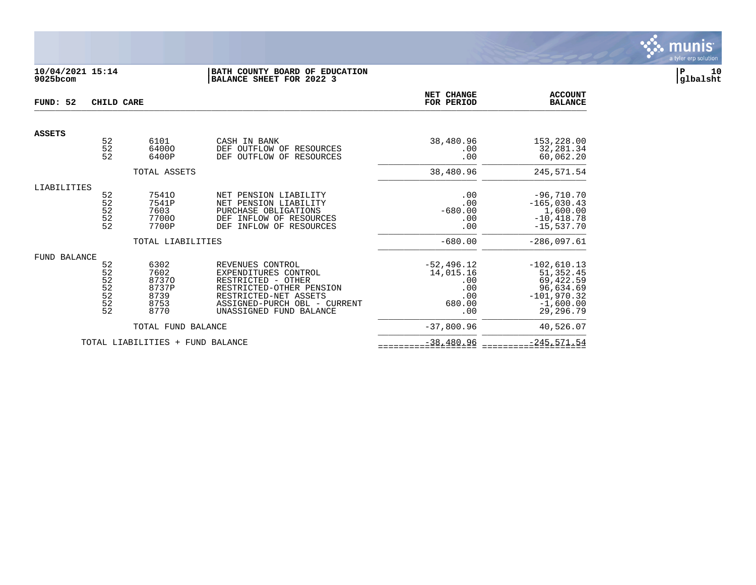10/04/2021 15:14
9025bcom

**BATH COUNTY BOARD OF EDUCATION**
**BALANCE SHEET FOR 2022 3**

P 10
glbalsht

**FUND: 52 CHILD CARE**

| | | | | NET CHANGE FOR PERIOD | ACCOUNT BALANCE |
|---|---|---|---|---|---|
| **ASSETS** | | | | | |
| | 52 | 6101 | CASH IN BANK | 38,480.96 | 153,228.00 |
| | 52 | 6400O | DEF OUTFLOW OF RESOURCES | .00 | 32,281.34 |
| | 52 | 6400P | DEF OUTFLOW OF RESOURCES | .00 | 60,062.20 |
| | | TOTAL ASSETS | | 38,480.96 | 245,571.54 |
| LIABILITIES | | | | | |
| | 52 | 7541O | NET PENSION LIABILITY | .00 | -96,710.70 |
| | 52 | 7541P | NET PENSION LIABILITY | .00 | -165,030.43 |
| | 52 | 7603 | PURCHASE OBLIGATIONS | -680.00 | 1,600.00 |
| | 52 | 7700O | DEF INFLOW OF RESOURCES | .00 | -10,418.78 |
| | 52 | 7700P | DEF INFLOW OF RESOURCES | .00 | -15,537.70 |
| | | TOTAL LIABILITIES | | -680.00 | -286,097.61 |
| FUND BALANCE | | | | | |
| | 52 | 6302 | REVENUES CONTROL | -52,496.12 | -102,610.13 |
| | 52 | 7602 | EXPENDITURES CONTROL | 14,015.16 | 51,352.45 |
| | 52 | 8737O | RESTRICTED - OTHER | .00 | 69,422.59 |
| | 52 | 8737P | RESTRICTED-OTHER PENSION | .00 | 96,634.69 |
| | 52 | 8739 | RESTRICTED-NET ASSETS | .00 | -101,970.32 |
| | 52 | 8753 | ASSIGNED-PURCH OBL - CURRENT | 680.00 | -1,600.00 |
| | 52 | 8770 | UNASSIGNED FUND BALANCE | .00 | 29,296.79 |
| | | TOTAL FUND BALANCE | | -37,800.96 | 40,526.07 |
| | | TOTAL LIABILITIES + FUND BALANCE | | -38,480.96 | -245,571.54 |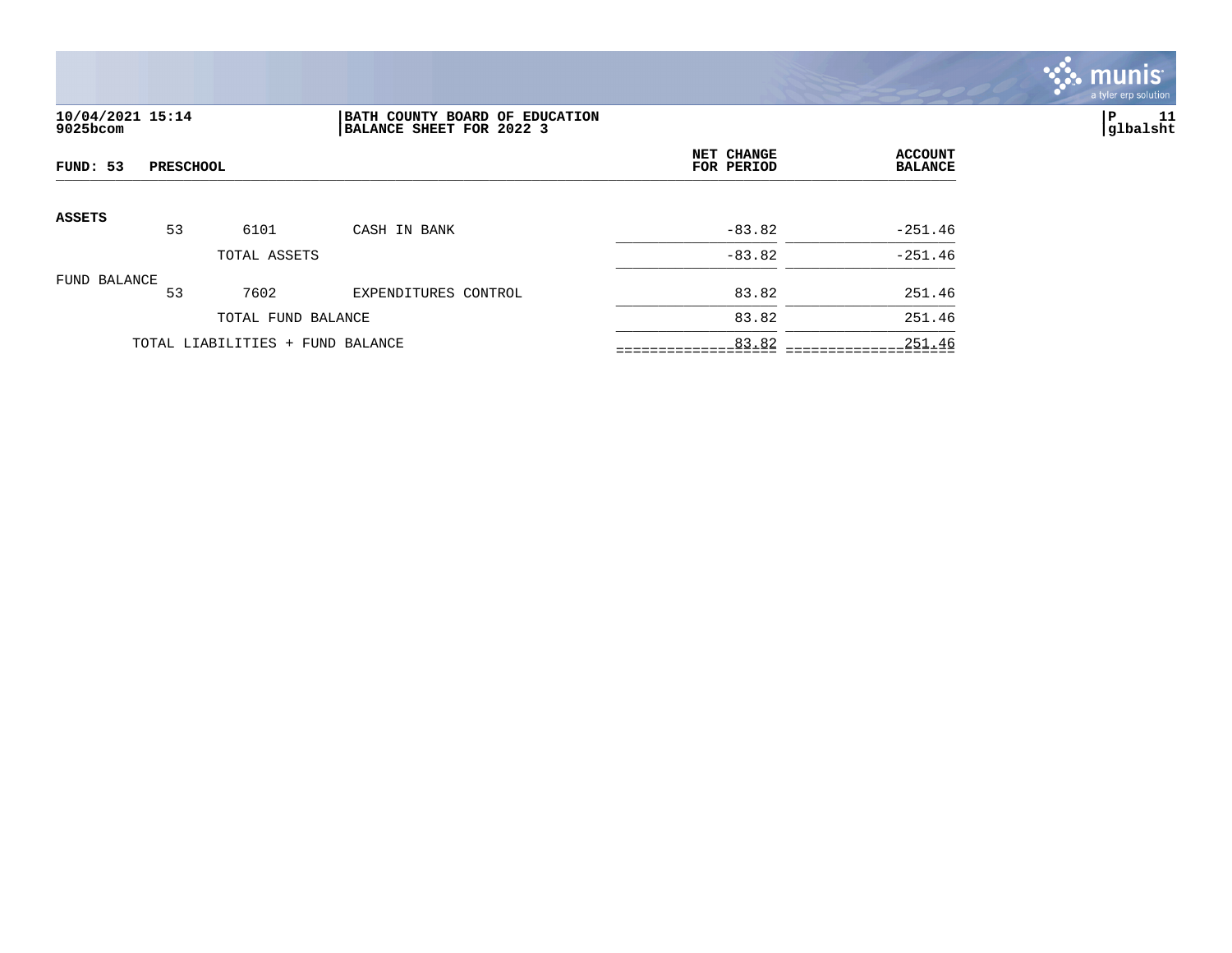**10/04/2021 15:14** | **BATH COUNTY BOARD OF EDUCATION**
**9025bcom** | **BALANCE SHEET FOR 2022 3**

| **FUND: 53** | **PRESCHOOL** | | | **NET CHANGE FOR PERIOD** | **ACCOUNT BALANCE** |
|---|---|---|---|---|---|
| **ASSETS** | | | | | |
| | 53 | 6101 | CASH IN BANK | -83.82 | -251.46 |
| | | TOTAL ASSETS | | -83.82 | -251.46 |
| FUND BALANCE | | | | | |
| | 53 | 7602 | EXPENDITURES CONTROL | 83.82 | 251.46 |
| | | TOTAL FUND BALANCE | | 83.82 | 251.46 |
| | TOTAL LIABILITIES + FUND BALANCE | | | 83.82 | 251.46 |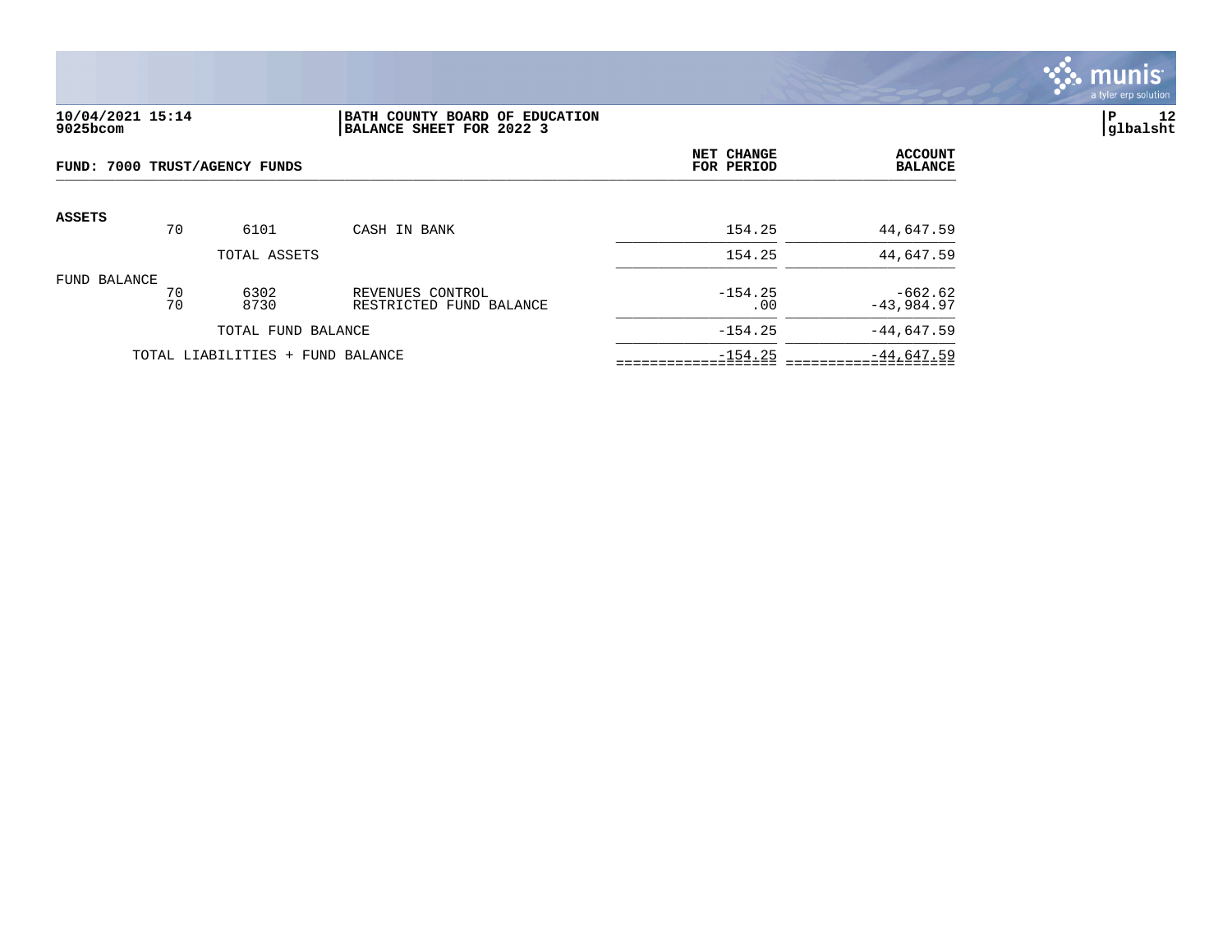10/04/2021 15:14
9025bcom

**BATH COUNTY BOARD OF EDUCATION**
**BALANCE SHEET FOR 2022 3**

glbalsht

**FUND: 7000 TRUST/AGENCY FUNDS**

| | | | | NET CHANGE FOR PERIOD | ACCOUNT BALANCE |
|---|---|---|---|---|---|
| **ASSETS** | | | | | |
| | 70 | 6101 | CASH IN BANK | 154.25 | 44,647.59 |
| | | TOTAL ASSETS | | 154.25 | 44,647.59 |
| FUND BALANCE | | | | | |
| | 70 | 6302 | REVENUES CONTROL | -154.25 | -662.62 |
| | 70 | 8730 | RESTRICTED FUND BALANCE | .00 | -43,984.97 |
| | | TOTAL FUND BALANCE | | -154.25 | -44,647.59 |
| | TOTAL LIABILITIES + FUND BALANCE | | | -154.25 | -44,647.59 |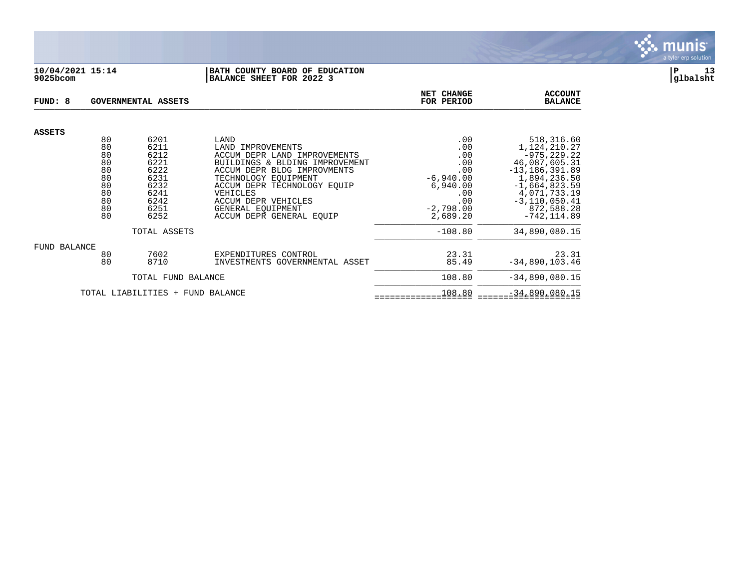**10/04/2021 15:14**
**9025bcom**

**BATH COUNTY BOARD OF EDUCATION**
**BALANCE SHEET FOR 2022 3**

**P 13**
**glbalsht**

| FUND: 8 | GOVERNMENTAL ASSETS | | | NET CHANGE FOR PERIOD | ACCOUNT BALANCE |
|---|---|---|---|---|---|
| **ASSETS** | | | | | |
| | 80 | 6201 | LAND | .00 | 518,316.60 |
| | 80 | 6211 | LAND IMPROVEMENTS | .00 | 1,124,210.27 |
| | 80 | 6212 | ACCUM DEPR LAND IMPROVEMENTS | .00 | -975,229.22 |
| | 80 | 6221 | BUILDINGS & BLDING IMPROVEMENT | .00 | 46,087,605.31 |
| | 80 | 6222 | ACCUM DEPR BLDG IMPROVMENTS | .00 | -13,186,391.89 |
| | 80 | 6231 | TECHNOLOGY EQUIPMENT | -6,940.00 | 1,894,236.50 |
| | 80 | 6232 | ACCUM DEPR TECHNOLOGY EQUIP | 6,940.00 | -1,664,823.59 |
| | 80 | 6241 | VEHICLES | .00 | 4,071,733.19 |
| | 80 | 6242 | ACCUM DEPR VEHICLES | .00 | -3,110,050.41 |
| | 80 | 6251 | GENERAL EQUIPMENT | -2,798.00 | 872,588.28 |
| | 80 | 6252 | ACCUM DEPR GENERAL EQUIP | 2,689.20 | -742,114.89 |
| | | TOTAL ASSETS | | -108.80 | 34,890,080.15 |
| FUND BALANCE | | | | | |
| | 80 | 7602 | EXPENDITURES CONTROL | 23.31 | 23.31 |
| | 80 | 8710 | INVESTMENTS GOVERNMENTAL ASSET | 85.49 | -34,890,103.46 |
| | | TOTAL FUND BALANCE | | 108.80 | -34,890,080.15 |
| | TOTAL LIABILITIES + FUND BALANCE | | | 108.80 | -34,890,080.15 |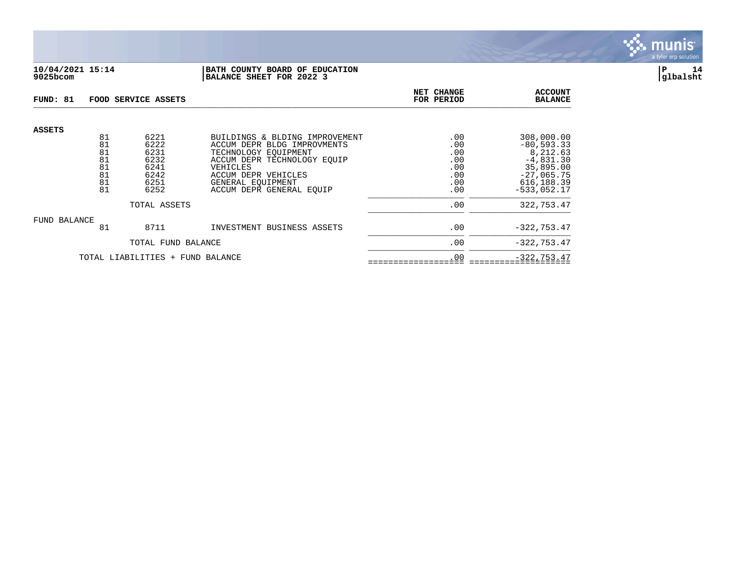10/04/2021 15:14
9025bcom

**BATH COUNTY BOARD OF EDUCATION**
**BALANCE SHEET FOR 2022 3**

P 14
glbalsht

**FUND: 81 FOOD SERVICE ASSETS**

| | | | | NET CHANGE FOR PERIOD | ACCOUNT BALANCE |
|---|---|---|---|---|---|
| **ASSETS** | | | | | |
| | 81 | 6221 | BUILDINGS & BLDING IMPROVEMENT | .00 | 308,000.00 |
| | 81 | 6222 | ACCUM DEPR BLDG IMPROVMENTS | .00 | -80,593.33 |
| | 81 | 6231 | TECHNOLOGY EQUIPMENT | .00 | 8,212.63 |
| | 81 | 6232 | ACCUM DEPR TECHNOLOGY EQUIP | .00 | -4,831.30 |
| | 81 | 6241 | VEHICLES | .00 | 35,895.00 |
| | 81 | 6242 | ACCUM DEPR VEHICLES | .00 | -27,065.75 |
| | 81 | 6251 | GENERAL EQUIPMENT | .00 | 616,188.39 |
| | 81 | 6252 | ACCUM DEPR GENERAL EQUIP | .00 | -533,052.17 |
| | | TOTAL ASSETS | | .00 | 322,753.47 |
| FUND BALANCE | | | | | |
| | 81 | 8711 | INVESTMENT BUSINESS ASSETS | .00 | -322,753.47 |
| | | TOTAL FUND BALANCE | | .00 | -322,753.47 |
| | TOTAL LIABILITIES + FUND BALANCE | | | .00 | -322,753.47 |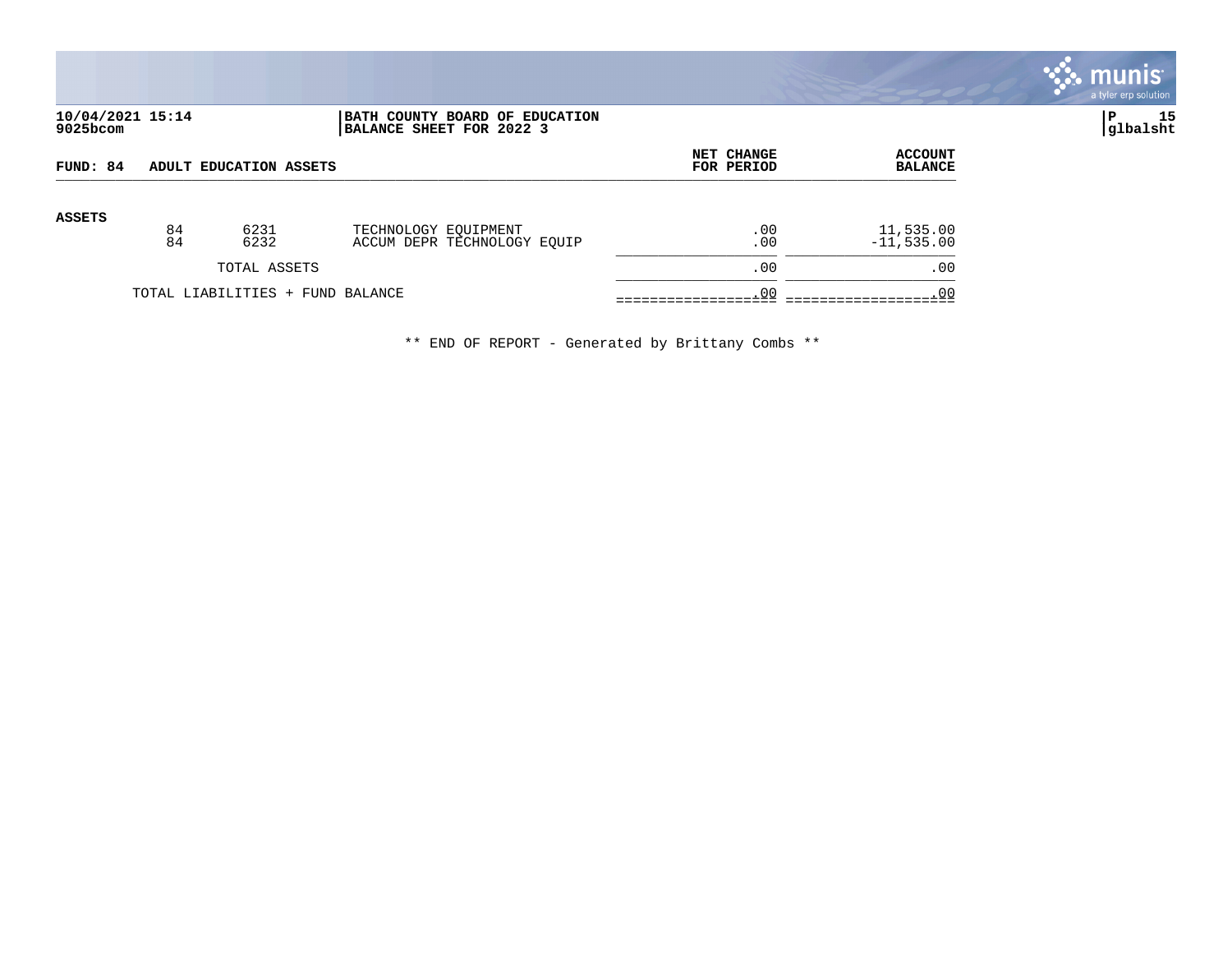**10/04/2021 15:14**
**9025bcom**

**BATH COUNTY BOARD OF EDUCATION**
**BALANCE SHEET FOR 2022 3**

**glbalsht**

| FUND: 84 | ADULT EDUCATION ASSETS | | | NET CHANGE FOR PERIOD | ACCOUNT BALANCE |
|---|---|---|---|---|---|
| **ASSETS** | | | | | |
| | 84 | 6231 | TECHNOLOGY EQUIPMENT | .00 | 11,535.00 |
| | 84 | 6232 | ACCUM DEPR TECHNOLOGY EQUIP | .00 | -11,535.00 |
| | TOTAL ASSETS | | | .00 | .00 |
| | TOTAL LIABILITIES + FUND BALANCE | | | .00 | .00 |

** END OF REPORT - Generated by Brittany Combs **